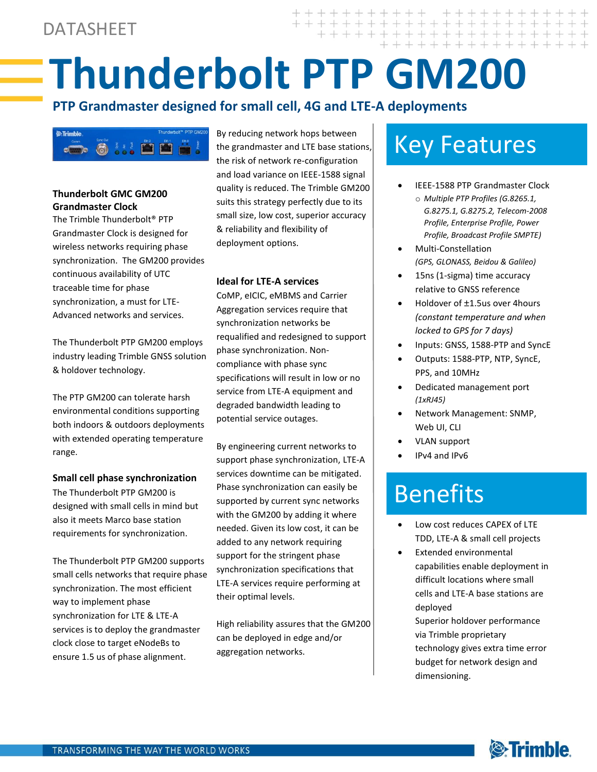DATASHEET

# Thunderbolt PTP GM200

## PTP Grandmaster designed for small cell, 4G and LTE-A deployments

### Thunderbolt GMC GM200 Grandmaster Clock

The Trimble Thunderbolt® PTP Grandmaster Clock is designed for wireless networks requiring phase synchronization. The GM200 provides continuous availability of UTC traceable time for phase synchronization, a must for LTE-Advanced networks and services.

The Thunderbolt PTP GM200 employs industry leading Trimble GNSS solution & holdover technology.

The PTP GM200 can tolerate harsh environmental conditions supporting both indoors & outdoors deployments with extended operating temperature range.

### Small cell phase synchronization

The Thunderbolt PTP GM200 is designed with small cells in mind but also it meets Marco base station requirements for synchronization.

The Thunderbolt PTP GM200 supports small cells networks that require phase synchronization. The most efficient way to implement phase synchronization for LTE & LTE-A services is to deploy the grandmaster clock close to target eNodeBs to ensure 1.5 us of phase alignment.

By reducing network hops between the grandmaster and LTE base stations, the risk of network re-configuration and load variance on IEEE-1588 signal quality is reduced. The Trimble GM200 suits this strategy perfectly due to its small size, low cost, superior accuracy & reliability and flexibility of deployment options.

### Ideal for LTE-A services

CoMP, eICIC, eMBMS and Carrier Aggregation services require that synchronization networks be requalified and redesigned to support phase synchronization. Non-compliance with phase sync specifications will result in low or no service from LTE-A equipment and degraded bandwidth leading to potential service outages.

By engineering current networks to support phase synchronization, LTE-A services downtime can be mitigated. Phase synchronization can easily be supported by current sync networks with the GM200 by adding it where needed. Given its low cost, it can be added to any network requiring support for the stringent phase synchronization specifications that LTE-A services require performing at their optimal levels.

High reliability assures that the GM200 can be deployed in edge and/or aggregation networks.

## Key Features

- IEEE-1588 PTP Grandmaster Clock
  - *Multiple PTP Profiles (G.8265.1, G.8275.1, G.8275.2, Telecom-2008 Profile, Enterprise Profile, Power Profile, Broadcast Profile SMPTE)*
- Multi-Constellation *(GPS, GLONASS, Beidou & Galileo)*
- 15ns (1-sigma) time accuracy relative to GNSS reference
- Holdover of ±1.5us over 4hours *(constant temperature and when locked to GPS for 7 days)*
- Inputs: GNSS, 1588-PTP and SyncE
- Outputs: 1588-PTP, NTP, SyncE, PPS, and 10MHz
- Dedicated management port *(1xRJ45)*
- Network Management: SNMP, Web UI, CLI
- VLAN support
- IPv4 and IPv6

## Benefits

- Low cost reduces CAPEX of LTE TDD, LTE-A & small cell projects
- Extended environmental capabilities enable deployment in difficult locations where small cells and LTE-A base stations are deployed
  Superior holdover performance via Trimble proprietary technology gives extra time error budget for network design and dimensioning.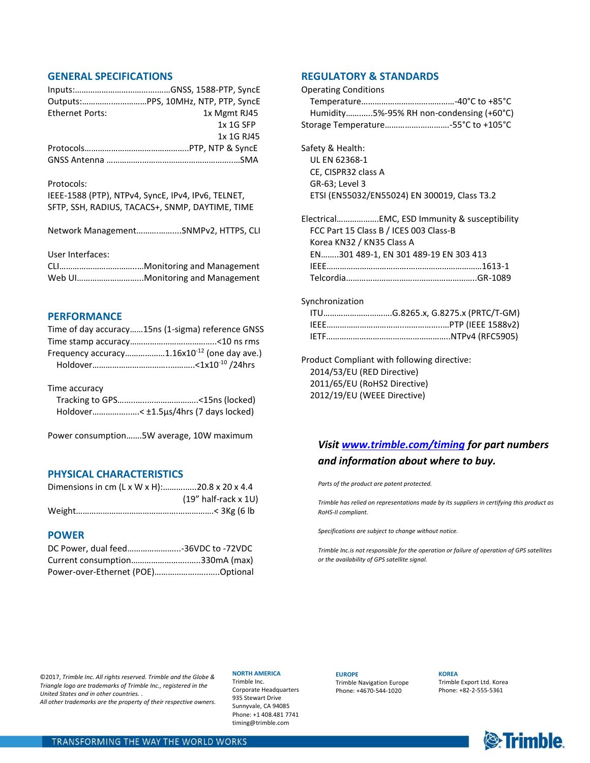## GENERAL SPECIFICATIONS

Inputs:……………………………………GNSS, 1588-PTP, SyncE
Outputs:………..……………PPS, 10MHz, NTP, PTP, SyncE
Ethernet Ports: 1x Mgmt RJ45
1x 1G SFP
1x 1G RJ45
Protocols………………………………………PTP, NTP & SyncE
GNSS Antenna ……………………………………………..SMA

Protocols:
IEEE-1588 (PTP), NTPv4, SyncE, IPv4, IPv6, TELNET, SFTP, SSH, RADIUS, TACACS+, SNMP, DAYTIME, TIME

Network Management……..………..SNMPv2, HTTPS, CLI

User Interfaces:
CLI…………………………….…Monitoring and Management
Web UI………………………..Monitoring and Management

## PERFORMANCE

Time of day accuracy……15ns (1-sigma) reference GNSS
Time stamp accuracy……………………………….<10 ns rms
Frequency accuracy………………$1.16 \times 10^{-12}$ (one day ave.)
Holdover…………………………..……….$<1 \times 10^{-10}$ /24hrs

Time accuracy
Tracking to GPS……...………………….<15ns (locked)
Holdover………………..< ±1.5µs/4hrs (7 days locked)

Power consumption…….5W average, 10W maximum

## PHYSICAL CHARACTERISTICS

Dimensions in cm (L x W x H):……….…..20.8 x 20 x 4.4
(19" half-rack x 1U)
Weight…………………………………………………….< 3Kg (6 lb

## POWER

DC Power, dual feed…………………..-36VDC to -72VDC
Current consumption…………………….....330mA (max)
Power-over-Ethernet (POE)………………….…..Optional

## REGULATORY & STANDARDS

Operating Conditions
Temperature……………………………………-40°C to +85°C
Humidity……….5%-95% RH non-condensing (+60°C)
Storage Temperature………………………-55°C to +105°C

Safety & Health:
UL EN 62368-1
CE, CISPR32 class A
GR-63; Level 3
ETSI (EN55032/EN55024) EN 300019, Class T3.2

Electrical………………EMC, ESD Immunity & susceptibility
FCC Part 15 Class B / ICES 003 Class-B
Korea KN32 / KN35 Class A
EN……..301 489-1, EN 301 489-19 EN 303 413
IEEE……………………………………………………1613-1
Telcordia…………………………………………….GR-1089

Synchronization
ITU…………………………G.8265.x, G.8275.x (PRTC/T-GM)
IEEE…………………………..………………PTP (IEEE 1588v2)
IETF……………………………………………NTPv4 (RFC5905)

Product Compliant with following directive:
2014/53/EU (RED Directive)
2011/65/EU (RoHS2 Directive)
2012/19/EU (WEEE Directive)

***Visit [www.trimble.com/timing](http://www.trimble.com/timing) for part numbers and information about where to buy.***

*Parts of the product are patent protected.*

*Trimble has relied on representations made by its suppliers in certifying this product as RoHS-II compliant.*

*Specifications are subject to change without notice.*

*Trimble Inc.is not responsible for the operation or failure of operation of GPS satellites or the availability of GPS satellite signal.*

©2017, *Trimble Inc. All rights reserved. Trimble and the Globe & Triangle logo are trademarks of Trimble Inc., registered in the United States and in other countries. .*
*All other trademarks are the property of their respective owners.*

**NORTH AMERICA**
Trimble Inc.
Corporate Headquarters
935 Stewart Drive
Sunnyvale, CA 94085
Phone: +1 408.481 7741
timing@trimble.com

**EUROPE**
Trimble Navigation Europe
Phone: +4670-544-1020

**KOREA**
Trimble Export Ltd. Korea
Phone: +82-2-555-5361

TRANSFORMING THE WAY THE WORLD WORKS

Trimble.